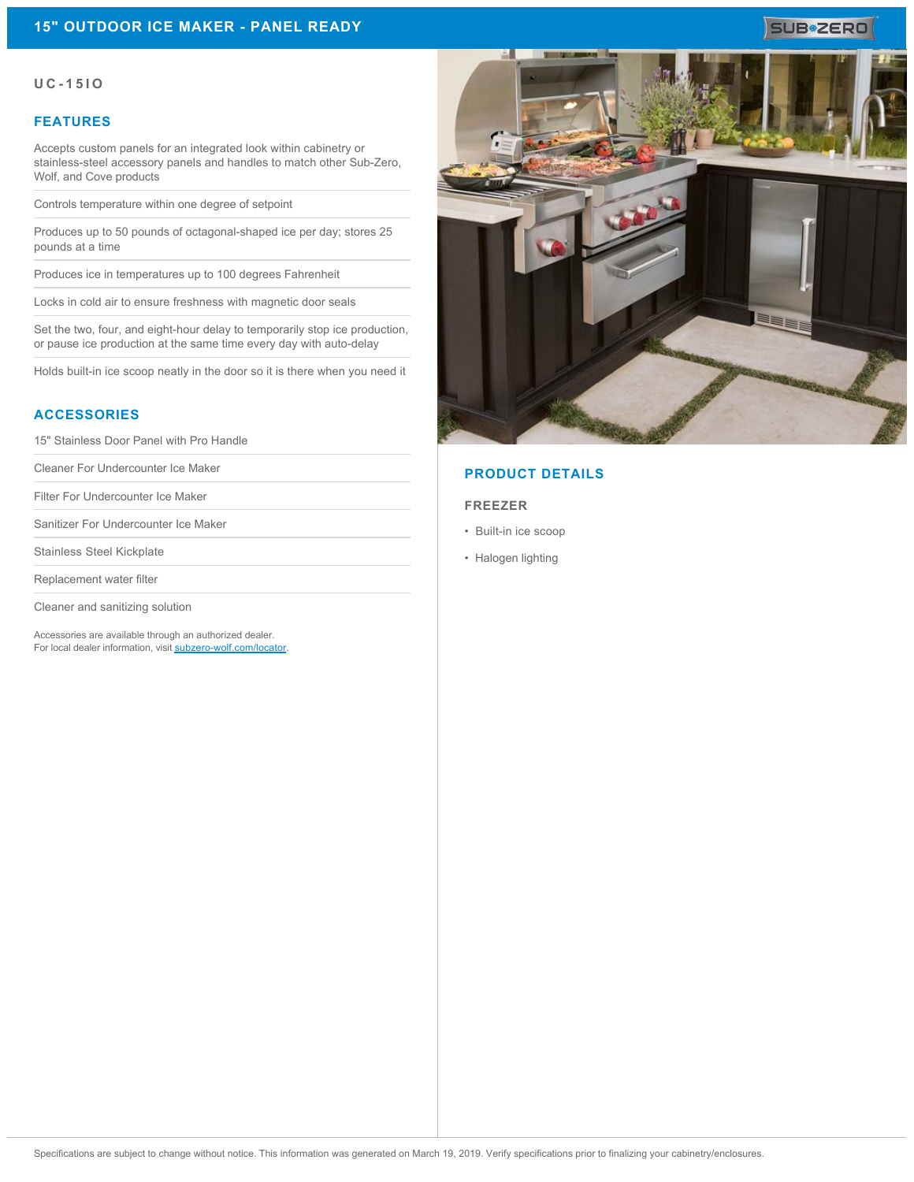# 15" OUTDOOR ICE MAKER - PANEL READY

SUB-ZERO

## UC-15IO

## FEATURES

Accepts custom panels for an integrated look within cabinetry or stainless-steel accessory panels and handles to match other Sub-Zero, Wolf, and Cove products

Controls temperature within one degree of setpoint

Produces up to 50 pounds of octagonal-shaped ice per day; stores 25 pounds at a time

Produces ice in temperatures up to 100 degrees Fahrenheit

Locks in cold air to ensure freshness with magnetic door seals

Set the two, four, and eight-hour delay to temporarily stop ice production, or pause ice production at the same time every day with auto-delay

Holds built-in ice scoop neatly in the door so it is there when you need it

## ACCESSORIES

15" Stainless Door Panel with Pro Handle

Cleaner For Undercounter Ice Maker

Filter For Undercounter Ice Maker

Sanitizer For Undercounter Ice Maker

Stainless Steel Kickplate

Replacement water filter

Cleaner and sanitizing solution

Accessories are available through an authorized dealer.
For local dealer information, visit subzero-wolf.com/locator.

## PRODUCT DETAILS

### FREEZER

- Built-in ice scoop
- Halogen lighting

Specifications are subject to change without notice. This information was generated on March 19, 2019. Verify specifications prior to finalizing your cabinetry/enclosures.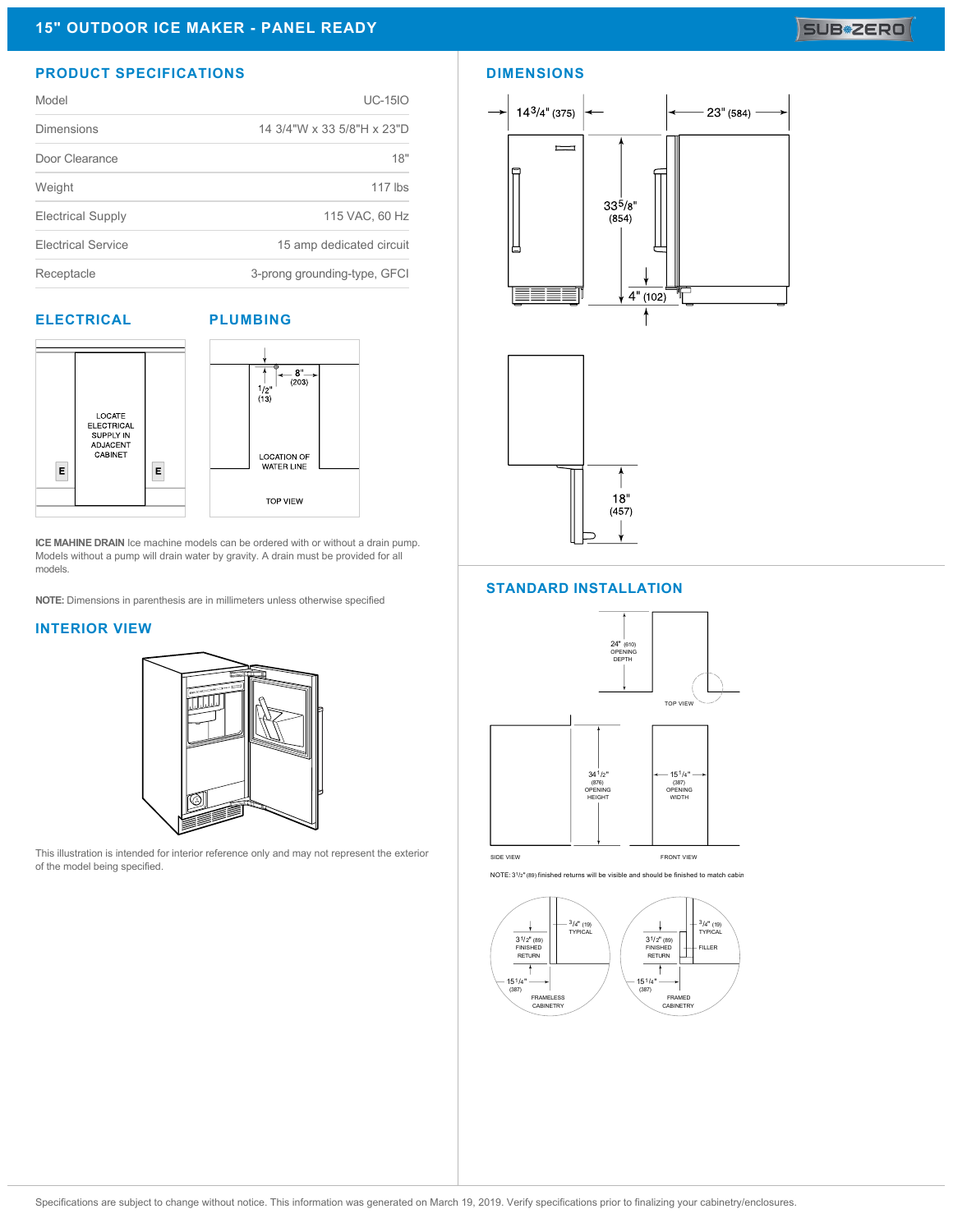# 15" OUTDOOR ICE MAKER - PANEL READY

SUB ZERO

## PRODUCT SPECIFICATIONS

| | |
|---|---|
| Model | UC-15IO |
| Dimensions | 14 3/4"W x 33 5/8"H x 23"D |
| Door Clearance | 18" |
| Weight | 117 lbs |
| Electrical Supply | 115 VAC, 60 Hz |
| Electrical Service | 15 amp dedicated circuit |
| Receptacle | 3-prong grounding-type, GFCI |

## ELECTRICAL

LOCATE ELECTRICAL SUPPLY IN ADJACENT CABINET

E

E

## PLUMBING

8" (203)

1/2" (13)

LOCATION OF WATER LINE

TOP VIEW

**ICE MAHINE DRAIN** Ice machine models can be ordered with or without a drain pump. Models without a pump will drain water by gravity. A drain must be provided for all models.

**NOTE:** Dimensions in parenthesis are in millimeters unless otherwise specified

## INTERIOR VIEW

This illustration is intended for interior reference only and may not represent the exterior of the model being specified.

## DIMENSIONS

14 3/4" (375)

23" (584)

33 5/8" (854)

4" (102)

18" (457)

## STANDARD INSTALLATION

24" (610) OPENING DEPTH

TOP VIEW

34 1/2" (876) OPENING HEIGHT

15 1/4" (387) OPENING WIDTH

SIDE VIEW

FRONT VIEW

NOTE: 3 1/2" (89) finished returns will be visible and should be finished to match cabin

3/4" (19) TYPICAL

3 1/2" (89) FINISHED RETURN

15 1/4" (387)

FRAMELESS CABINETRY

3/4" (19) TYPICAL

3 1/2" (89) FINISHED RETURN

FILLER

15 1/4" (387)

FRAMED CABINETRY

Specifications are subject to change without notice. This information was generated on March 19, 2019. Verify specifications prior to finalizing your cabinetry/enclosures.